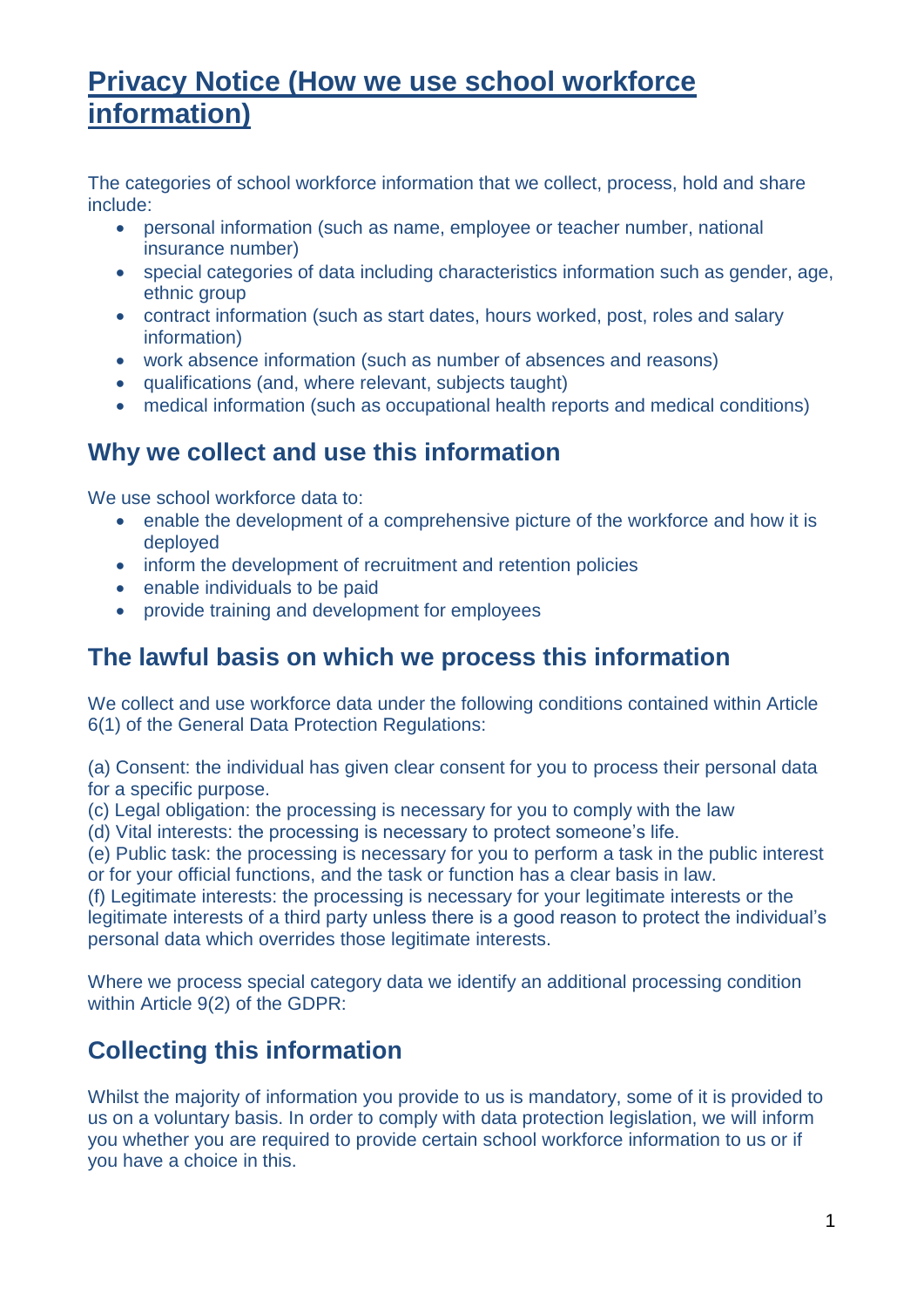# Privacy Notice (How we use school workforce information)

The categories of school workforce information that we collect, process, hold and share include:

- personal information (such as name, employee or teacher number, national insurance number)
- special categories of data including characteristics information such as gender, age, ethnic group
- contract information (such as start dates, hours worked, post, roles and salary information)
- work absence information (such as number of absences and reasons)
- qualifications (and, where relevant, subjects taught)
- medical information (such as occupational health reports and medical conditions)

## Why we collect and use this information

We use school workforce data to:

- enable the development of a comprehensive picture of the workforce and how it is deployed
- inform the development of recruitment and retention policies
- enable individuals to be paid
- provide training and development for employees

## The lawful basis on which we process this information

We collect and use workforce data under the following conditions contained within Article 6(1) of the General Data Protection Regulations:

(a) Consent: the individual has given clear consent for you to process their personal data for a specific purpose.
(c) Legal obligation: the processing is necessary for you to comply with the law
(d) Vital interests: the processing is necessary to protect someone's life.
(e) Public task: the processing is necessary for you to perform a task in the public interest or for your official functions, and the task or function has a clear basis in law.
(f) Legitimate interests: the processing is necessary for your legitimate interests or the legitimate interests of a third party unless there is a good reason to protect the individual's personal data which overrides those legitimate interests.

Where we process special category data we identify an additional processing condition within Article 9(2) of the GDPR:

## Collecting this information

Whilst the majority of information you provide to us is mandatory, some of it is provided to us on a voluntary basis. In order to comply with data protection legislation, we will inform you whether you are required to provide certain school workforce information to us or if you have a choice in this.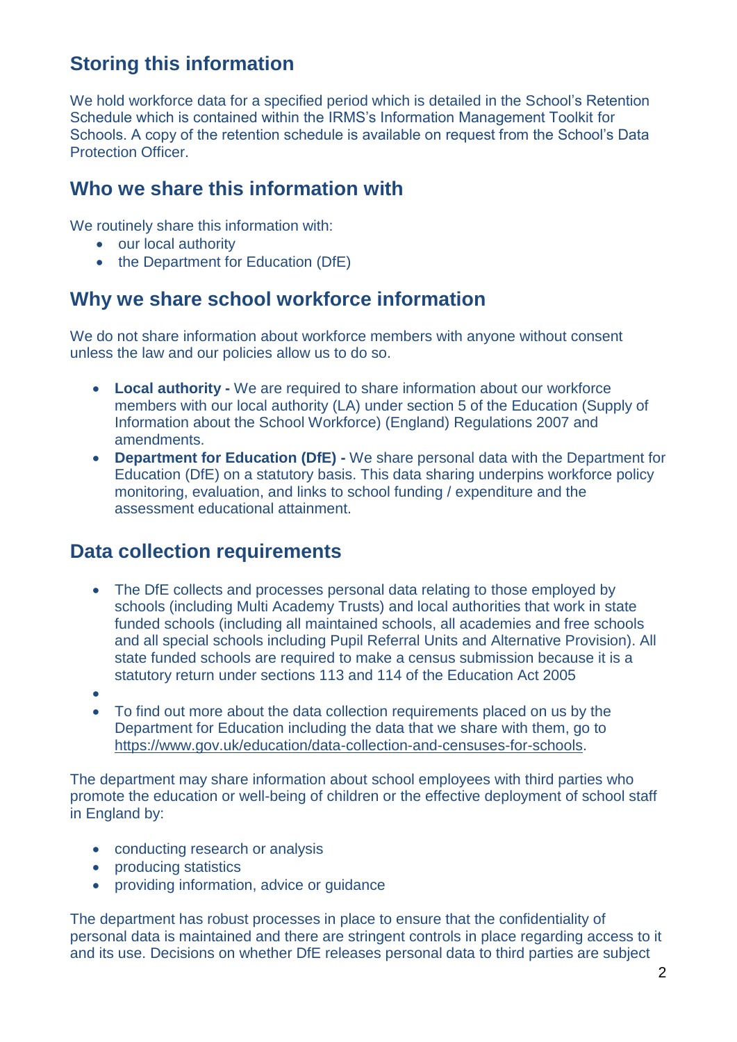## Storing this information

We hold workforce data for a specified period which is detailed in the School's Retention Schedule which is contained within the IRMS's Information Management Toolkit for Schools. A copy of the retention schedule is available on request from the School's Data Protection Officer.

## Who we share this information with

We routinely share this information with:

- our local authority
- the Department for Education (DfE)

## Why we share school workforce information

We do not share information about workforce members with anyone without consent unless the law and our policies allow us to do so.

- **Local authority -** We are required to share information about our workforce members with our local authority (LA) under section 5 of the Education (Supply of Information about the School Workforce) (England) Regulations 2007 and amendments.
- **Department for Education (DfE) -** We share personal data with the Department for Education (DfE) on a statutory basis. This data sharing underpins workforce policy monitoring, evaluation, and links to school funding / expenditure and the assessment educational attainment.

## Data collection requirements

- The DfE collects and processes personal data relating to those employed by schools (including Multi Academy Trusts) and local authorities that work in state funded schools (including all maintained schools, all academies and free schools and all special schools including Pupil Referral Units and Alternative Provision). All state funded schools are required to make a census submission because it is a statutory return under sections 113 and 114 of the Education Act 2005
- 
- To find out more about the data collection requirements placed on us by the Department for Education including the data that we share with them, go to https://www.gov.uk/education/data-collection-and-censuses-for-schools.

The department may share information about school employees with third parties who promote the education or well-being of children or the effective deployment of school staff in England by:

- conducting research or analysis
- producing statistics
- providing information, advice or guidance

The department has robust processes in place to ensure that the confidentiality of personal data is maintained and there are stringent controls in place regarding access to it and its use. Decisions on whether DfE releases personal data to third parties are subject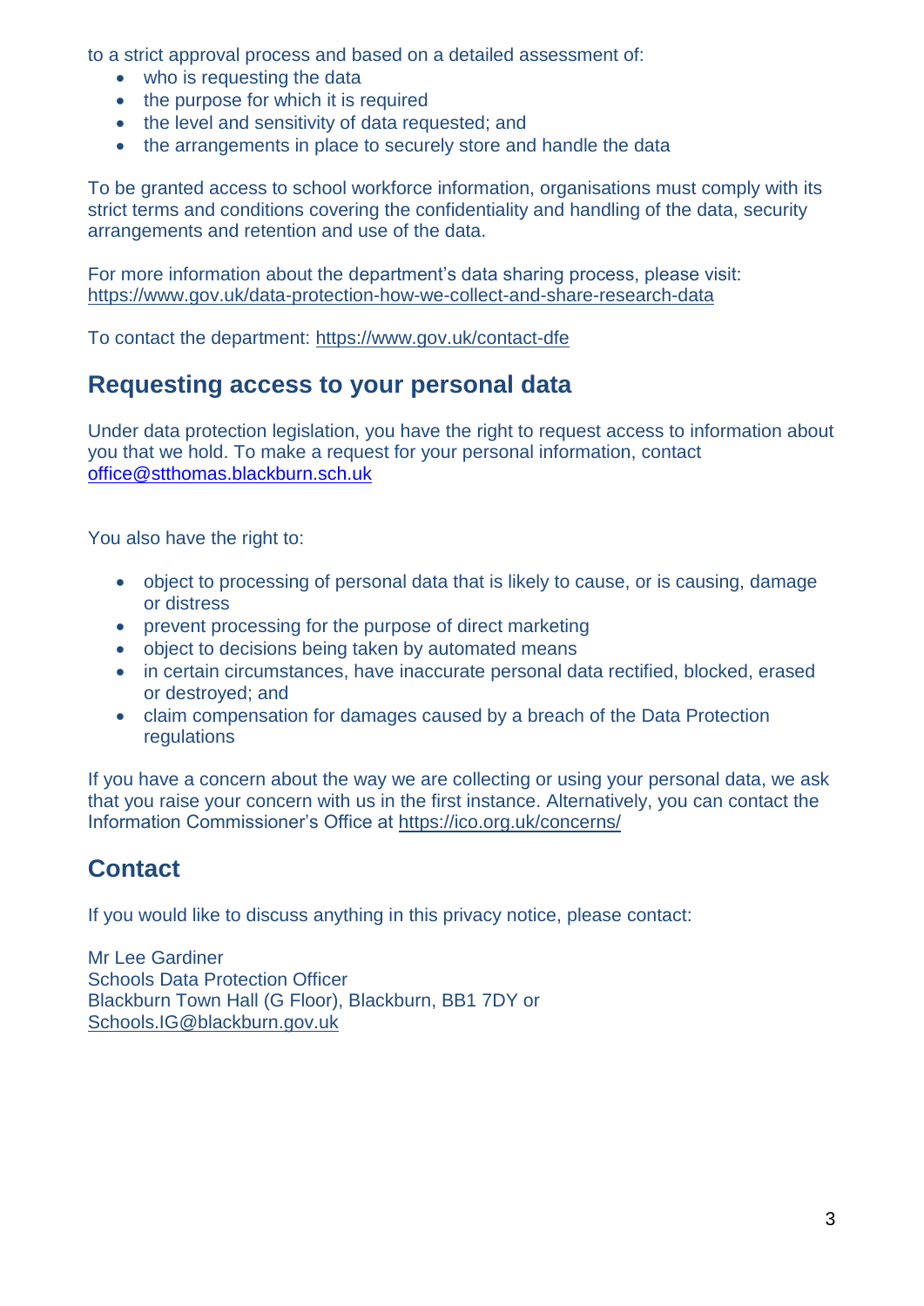to a strict approval process and based on a detailed assessment of:

- who is requesting the data
- the purpose for which it is required
- the level and sensitivity of data requested; and
- the arrangements in place to securely store and handle the data

To be granted access to school workforce information, organisations must comply with its strict terms and conditions covering the confidentiality and handling of the data, security arrangements and retention and use of the data.

For more information about the department's data sharing process, please visit: https://www.gov.uk/data-protection-how-we-collect-and-share-research-data

To contact the department: https://www.gov.uk/contact-dfe

## Requesting access to your personal data

Under data protection legislation, you have the right to request access to information about you that we hold. To make a request for your personal information, contact office@stthomas.blackburn.sch.uk

You also have the right to:

- object to processing of personal data that is likely to cause, or is causing, damage or distress
- prevent processing for the purpose of direct marketing
- object to decisions being taken by automated means
- in certain circumstances, have inaccurate personal data rectified, blocked, erased or destroyed; and
- claim compensation for damages caused by a breach of the Data Protection regulations

If you have a concern about the way we are collecting or using your personal data, we ask that you raise your concern with us in the first instance. Alternatively, you can contact the Information Commissioner's Office at https://ico.org.uk/concerns/

## Contact

If you would like to discuss anything in this privacy notice, please contact:

Mr Lee Gardiner
Schools Data Protection Officer
Blackburn Town Hall (G Floor), Blackburn, BB1 7DY or
Schools.IG@blackburn.gov.uk